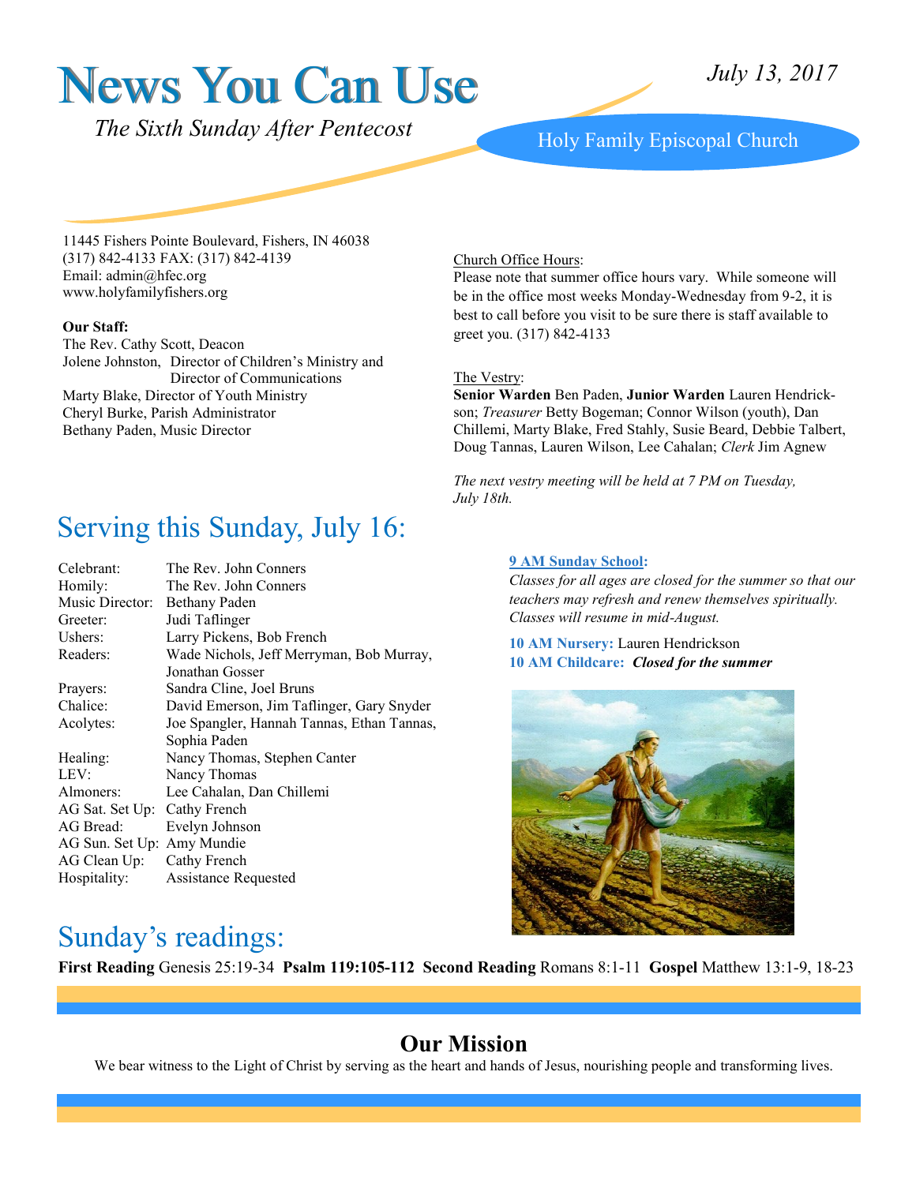# News You Can Use

*July 13, 2017*

*The Sixth Sunday After Pentecost*

Holy Family Episcopal Church

11445 Fishers Pointe Boulevard, Fishers, IN 46038
(317) 842-4133 FAX: (317) 842-4139
Email: admin@hfec.org
www.holyfamilyfishers.org

**Our Staff:**
The Rev. Cathy Scott, Deacon
Jolene Johnston, Director of Children's Ministry and Director of Communications
Marty Blake, Director of Youth Ministry
Cheryl Burke, Parish Administrator
Bethany Paden, Music Director

Church Office Hours:
Please note that summer office hours vary. While someone will be in the office most weeks Monday-Wednesday from 9-2, it is best to call before you visit to be sure there is staff available to greet you. (317) 842-4133

The Vestry:
**Senior Warden** Ben Paden, **Junior Warden** Lauren Hendrickson; *Treasurer* Betty Bogeman; Connor Wilson (youth), Dan Chillemi, Marty Blake, Fred Stahly, Susie Beard, Debbie Talbert, Doug Tannas, Lauren Wilson, Lee Cahalan; *Clerk* Jim Agnew

*The next vestry meeting will be held at 7 PM on Tuesday, July 18th.*

## Serving this Sunday, July 16:

| | |
|---|---|
| Celebrant: | The Rev. John Conners |
| Homily: | The Rev. John Conners |
| Music Director: | Bethany Paden |
| Greeter: | Judi Taflinger |
| Ushers: | Larry Pickens, Bob French |
| Readers: | Wade Nichols, Jeff Merryman, Bob Murray, Jonathan Gosser |
| Prayers: | Sandra Cline, Joel Bruns |
| Chalice: | David Emerson, Jim Taflinger, Gary Snyder |
| Acolytes: | Joe Spangler, Hannah Tannas, Ethan Tannas, Sophia Paden |
| Healing: | Nancy Thomas, Stephen Canter |
| LEV: | Nancy Thomas |
| Almoners: | Lee Cahalan, Dan Chillemi |
| AG Sat. Set Up: | Cathy French |
| AG Bread: | Evelyn Johnson |
| AG Sun. Set Up: | Amy Mundie |
| AG Clean Up: | Cathy French |
| Hospitality: | Assistance Requested |

**9 AM Sunday School:**
*Classes for all ages are closed for the summer so that our teachers may refresh and renew themselves spiritually. Classes will resume in mid-August.*

**10 AM Nursery:** Lauren Hendrickson
**10 AM Childcare:** ***Closed for the summer***

## Sunday's readings:

**First Reading** Genesis 25:19-34 **Psalm 119:105-112** **Second Reading** Romans 8:1-11 **Gospel** Matthew 13:1-9, 18-23

## Our Mission

We bear witness to the Light of Christ by serving as the heart and hands of Jesus, nourishing people and transforming lives.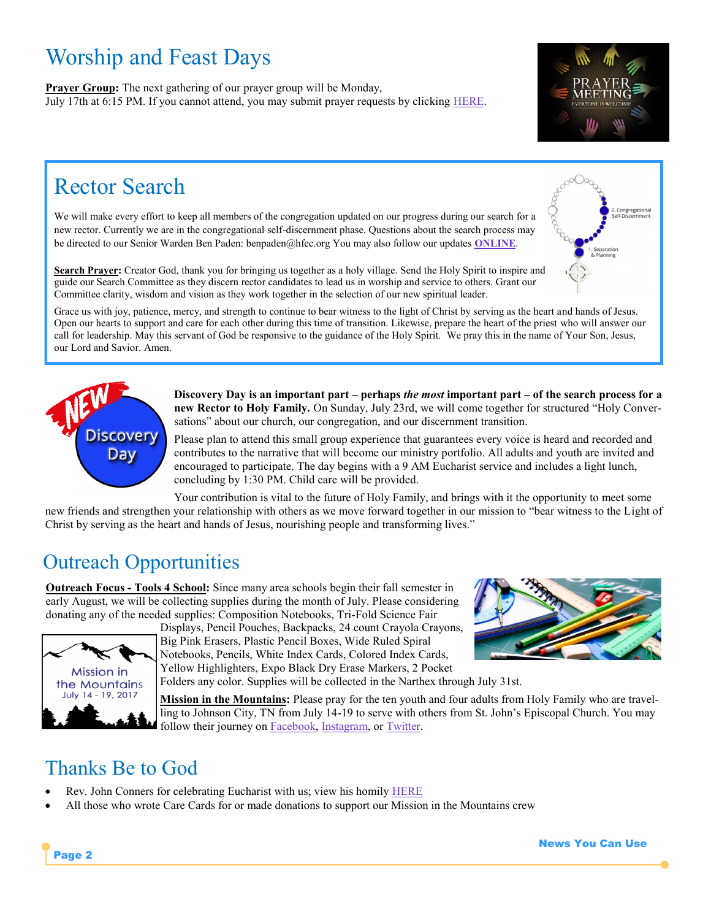# Worship and Feast Days

**Prayer Group:** The next gathering of our prayer group will be Monday, July 17th at 6:15 PM. If you cannot attend, you may submit prayer requests by clicking HERE.

## Rector Search

We will make every effort to keep all members of the congregation updated on our progress during our search for a new rector. Currently we are in the congregational self-discernment phase. Questions about the search process may be directed to our Senior Warden Ben Paden: benpaden@hfec.org You may also follow our updates **ONLINE**.

**Search Prayer:** Creator God, thank you for bringing us together as a holy village. Send the Holy Spirit to inspire and guide our Search Committee as they discern rector candidates to lead us in worship and service to others. Grant our Committee clarity, wisdom and vision as they work together in the selection of our new spiritual leader.

Grace us with joy, patience, mercy, and strength to continue to bear witness to the light of Christ by serving as the heart and hands of Jesus. Open our hearts to support and care for each other during this time of transition. Likewise, prepare the heart of the priest who will answer our call for leadership. May this servant of God be responsive to the guidance of the Holy Spirit. We pray this in the name of Your Son, Jesus, our Lord and Savior. Amen.

**Discovery Day is an important part – perhaps *the most* important part – of the search process for a new Rector to Holy Family.** On Sunday, July 23rd, we will come together for structured "Holy Conversations" about our church, our congregation, and our discernment transition.

Please plan to attend this small group experience that guarantees every voice is heard and recorded and contributes to the narrative that will become our ministry portfolio. All adults and youth are invited and encouraged to participate. The day begins with a 9 AM Eucharist service and includes a light lunch, concluding by 1:30 PM. Child care will be provided.

Your contribution is vital to the future of Holy Family, and brings with it the opportunity to meet some new friends and strengthen your relationship with others as we move forward together in our mission to "bear witness to the Light of Christ by serving as the heart and hands of Jesus, nourishing people and transforming lives."

# Outreach Opportunities

**Outreach Focus - Tools 4 School:** Since many area schools begin their fall semester in early August, we will be collecting supplies during the month of July. Please considering donating any of the needed supplies: Composition Notebooks, Tri-Fold Science Fair Displays, Pencil Pouches, Backpacks, 24 count Crayola Crayons, Big Pink Erasers, Plastic Pencil Boxes, Wide Ruled Spiral Notebooks, Pencils, White Index Cards, Colored Index Cards, Yellow Highlighters, Expo Black Dry Erase Markers, 2 Pocket Folders any color. Supplies will be collected in the Narthex through July 31st.

**Mission in the Mountains:** Please pray for the ten youth and four adults from Holy Family who are travelling to Johnson City, TN from July 14-19 to serve with others from St. John's Episcopal Church. You may follow their journey on Facebook, Instagram, or Twitter.

# Thanks Be to God

- Rev. John Conners for celebrating Eucharist with us; view his homily HERE
- All those who wrote Care Cards for or made donations to support our Mission in the Mountains crew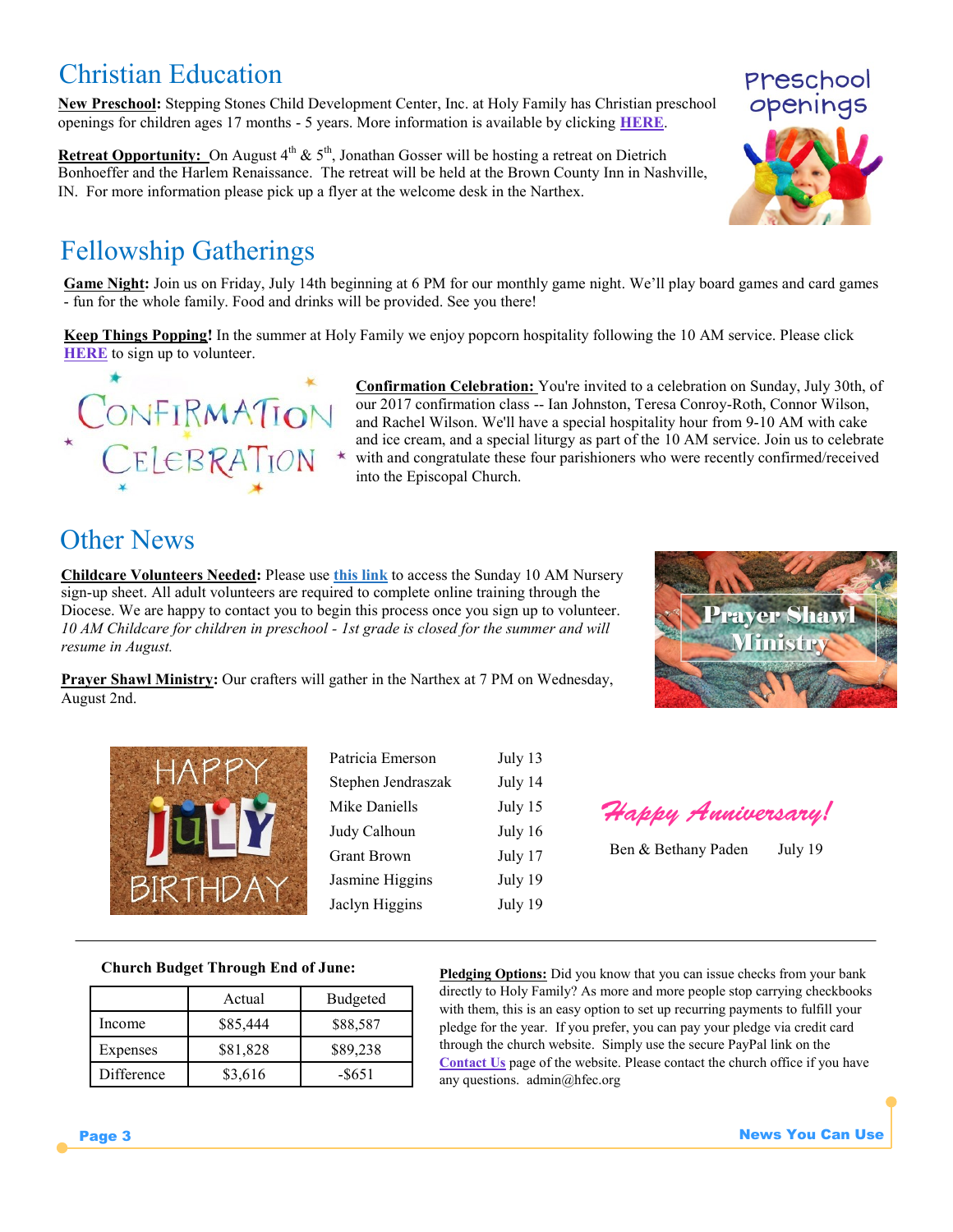## Christian Education

**New Preschool:** Stepping Stones Child Development Center, Inc. at Holy Family has Christian preschool openings for children ages 17 months - 5 years. More information is available by clicking **HERE**.

**Retreat Opportunity:** On August 4th & 5th, Jonathan Gosser will be hosting a retreat on Dietrich Bonhoeffer and the Harlem Renaissance. The retreat will be held at the Brown County Inn in Nashville, IN. For more information please pick up a flyer at the welcome desk in the Narthex.

Preschool openings

## Fellowship Gatherings

**Game Night:** Join us on Friday, July 14th beginning at 6 PM for our monthly game night. We'll play board games and card games - fun for the whole family. Food and drinks will be provided. See you there!

**Keep Things Popping!** In the summer at Holy Family we enjoy popcorn hospitality following the 10 AM service. Please click **HERE** to sign up to volunteer.

Confirmation Celebration

**Confirmation Celebration:** You're invited to a celebration on Sunday, July 30th, of our 2017 confirmation class -- Ian Johnston, Teresa Conroy-Roth, Connor Wilson, and Rachel Wilson. We'll have a special hospitality hour from 9-10 AM with cake and ice cream, and a special liturgy as part of the 10 AM service. Join us to celebrate with and congratulate these four parishioners who were recently confirmed/received into the Episcopal Church.

## Other News

**Childcare Volunteers Needed:** Please use **this link** to access the Sunday 10 AM Nursery sign-up sheet. All adult volunteers are required to complete online training through the Diocese. We are happy to contact you to begin this process once you sign up to volunteer. *10 AM Childcare for children in preschool - 1st grade is closed for the summer and will resume in August.*

**Prayer Shawl Ministry:** Our crafters will gather in the Narthex at 7 PM on Wednesday, August 2nd.

Prayer Shawl Ministry

Happy July Birthday

| | |
|---|---|
| Patricia Emerson | July 13 |
| Stephen Jendraszak | July 14 |
| Mike Daniells | July 15 |
| Judy Calhoun | July 16 |
| Grant Brown | July 17 |
| Jasmine Higgins | July 19 |
| Jaclyn Higgins | July 19 |

*Happy Anniversary!*

Ben & Bethany Paden July 19

**Church Budget Through End of June:**

| | Actual | Budgeted |
|---|---|---|
| Income | $85,444 | $88,587 |
| Expenses | $81,828 | $89,238 |
| Difference | $3,616 | -$651 |

**Pledging Options:** Did you know that you can issue checks from your bank directly to Holy Family? As more and more people stop carrying checkbooks with them, this is an easy option to set up recurring payments to fulfill your pledge for the year. If you prefer, you can pay your pledge via credit card through the church website. Simply use the secure PayPal link on the **Contact Us** page of the website. Please contact the church office if you have any questions. admin@hfec.org